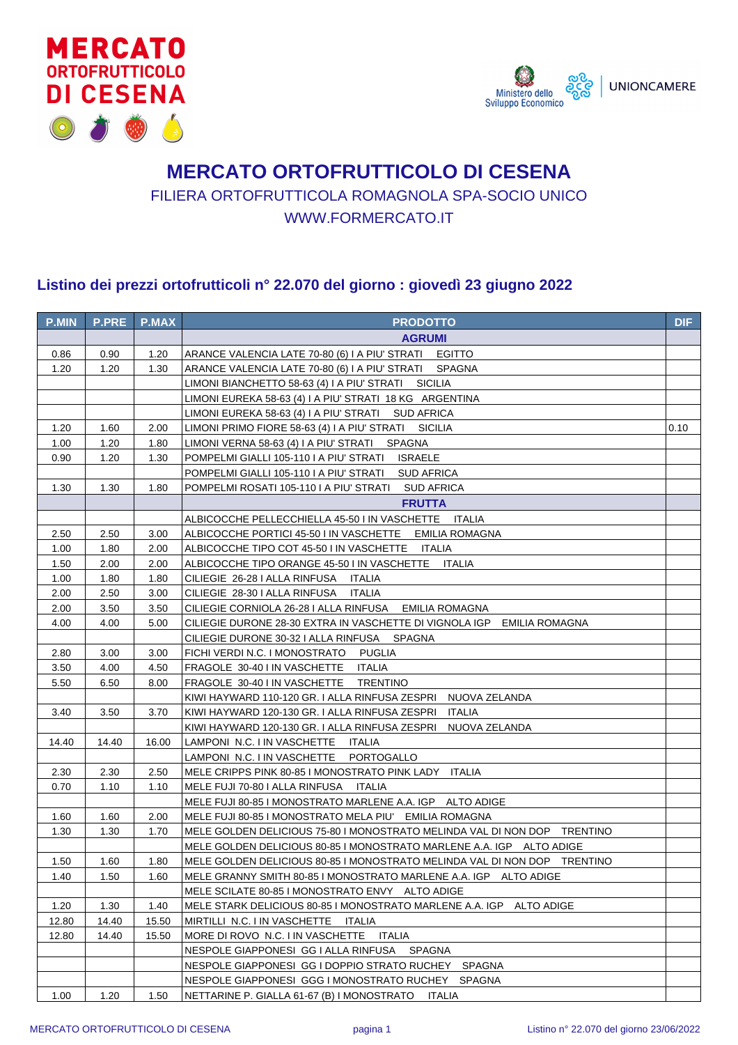# MERCATO ORTOFRUTTICOLO DI CESENA

FILIERA ORTOFRUTTICOLA ROMAGNOLA SPA-SOCIO UNICO

WWW.FORMERCATO.IT

## Listino dei prezzi ortofrutticoli n° 22.070 del giorno : giovedì 23 giugno 2022

| P.MIN | P.PRE | P.MAX | PRODOTTO | DIF |
|---|---|---|---|---|
| | | | **AGRUMI** | |
| 0.86 | 0.90 | 1.20 | ARANCE VALENCIA LATE 70-80 (6) I A PIU' STRATI EGITTO | |
| 1.20 | 1.20 | 1.30 | ARANCE VALENCIA LATE 70-80 (6) I A PIU' STRATI SPAGNA | |
| | | | LIMONI BIANCHETTO 58-63 (4) I A PIU' STRATI SICILIA | |
| | | | LIMONI EUREKA 58-63 (4) I A PIU' STRATI 18 KG ARGENTINA | |
| | | | LIMONI EUREKA 58-63 (4) I A PIU' STRATI SUD AFRICA | |
| 1.20 | 1.60 | 2.00 | LIMONI PRIMO FIORE 58-63 (4) I A PIU' STRATI SICILIA | 0.10 |
| 1.00 | 1.20 | 1.80 | LIMONI VERNA 58-63 (4) I A PIU' STRATI SPAGNA | |
| 0.90 | 1.20 | 1.30 | POMPELMI GIALLI 105-110 I A PIU' STRATI ISRAELE | |
| | | | POMPELMI GIALLI 105-110 I A PIU' STRATI SUD AFRICA | |
| 1.30 | 1.30 | 1.80 | POMPELMI ROSATI 105-110 I A PIU' STRATI SUD AFRICA | |
| | | | **FRUTTA** | |
| | | | ALBICOCCHE PELLECCHIELLA 45-50 I IN VASCHETTE ITALIA | |
| 2.50 | 2.50 | 3.00 | ALBICOCCHE PORTICI 45-50 I IN VASCHETTE EMILIA ROMAGNA | |
| 1.00 | 1.80 | 2.00 | ALBICOCCHE TIPO COT 45-50 I IN VASCHETTE ITALIA | |
| 1.50 | 2.00 | 2.00 | ALBICOCCHE TIPO ORANGE 45-50 I IN VASCHETTE ITALIA | |
| 1.00 | 1.80 | 1.80 | CILIEGIE 26-28 I ALLA RINFUSA ITALIA | |
| 2.00 | 2.50 | 3.00 | CILIEGIE 28-30 I ALLA RINFUSA ITALIA | |
| 2.00 | 3.50 | 3.50 | CILIEGIE CORNIOLA 26-28 I ALLA RINFUSA EMILIA ROMAGNA | |
| 4.00 | 4.00 | 5.00 | CILIEGIE DURONE 28-30 EXTRA IN VASCHETTE DI VIGNOLA IGP EMILIA ROMAGNA | |
| | | | CILIEGIE DURONE 30-32 I ALLA RINFUSA SPAGNA | |
| 2.80 | 3.00 | 3.00 | FICHI VERDI N.C. I MONOSTRATO PUGLIA | |
| 3.50 | 4.00 | 4.50 | FRAGOLE 30-40 I IN VASCHETTE ITALIA | |
| 5.50 | 6.50 | 8.00 | FRAGOLE 30-40 I IN VASCHETTE TRENTINO | |
| | | | KIWI HAYWARD 110-120 GR. I ALLA RINFUSA ZESPRI NUOVA ZELANDA | |
| 3.40 | 3.50 | 3.70 | KIWI HAYWARD 120-130 GR. I ALLA RINFUSA ZESPRI ITALIA | |
| | | | KIWI HAYWARD 120-130 GR. I ALLA RINFUSA ZESPRI NUOVA ZELANDA | |
| 14.40 | 14.40 | 16.00 | LAMPONI N.C. I IN VASCHETTE ITALIA | |
| | | | LAMPONI N.C. I IN VASCHETTE PORTOGALLO | |
| 2.30 | 2.30 | 2.50 | MELE CRIPPS PINK 80-85 I MONOSTRATO PINK LADY ITALIA | |
| 0.70 | 1.10 | 1.10 | MELE FUJI 70-80 I ALLA RINFUSA ITALIA | |
| | | | MELE FUJI 80-85 I MONOSTRATO MARLENE A.A. IGP ALTO ADIGE | |
| 1.60 | 1.60 | 2.00 | MELE FUJI 80-85 I MONOSTRATO MELA PIU' EMILIA ROMAGNA | |
| 1.30 | 1.30 | 1.70 | MELE GOLDEN DELICIOUS 75-80 I MONOSTRATO MELINDA VAL DI NON DOP TRENTINO | |
| | | | MELE GOLDEN DELICIOUS 80-85 I MONOSTRATO MARLENE A.A. IGP ALTO ADIGE | |
| 1.50 | 1.60 | 1.80 | MELE GOLDEN DELICIOUS 80-85 I MONOSTRATO MELINDA VAL DI NON DOP TRENTINO | |
| 1.40 | 1.50 | 1.60 | MELE GRANNY SMITH 80-85 I MONOSTRATO MARLENE A.A. IGP ALTO ADIGE | |
| | | | MELE SCILATE 80-85 I MONOSTRATO ENVY ALTO ADIGE | |
| 1.20 | 1.30 | 1.40 | MELE STARK DELICIOUS 80-85 I MONOSTRATO MARLENE A.A. IGP ALTO ADIGE | |
| 12.80 | 14.40 | 15.50 | MIRTILLI N.C. I IN VASCHETTE ITALIA | |
| 12.80 | 14.40 | 15.50 | MORE DI ROVO N.C. I IN VASCHETTE ITALIA | |
| | | | NESPOLE GIAPPONESI GG I ALLA RINFUSA SPAGNA | |
| | | | NESPOLE GIAPPONESI GG I DOPPIO STRATO RUCHEY SPAGNA | |
| | | | NESPOLE GIAPPONESI GGG I MONOSTRATO RUCHEY SPAGNA | |
| 1.00 | 1.20 | 1.50 | NETTARINE P. GIALLA 61-67 (B) I MONOSTRATO ITALIA | |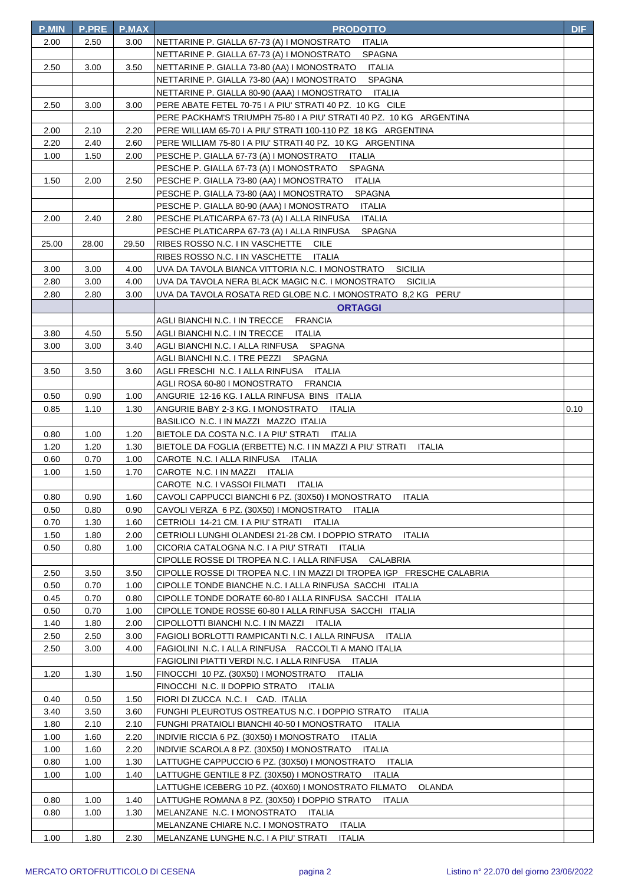| P.MIN | P.PRE | P.MAX | PRODOTTO | DIF |
|---|---|---|---|---|
| 2.00 | 2.50 | 3.00 | NETTARINE P. GIALLA 67-73 (A) I MONOSTRATO ITALIA | |
| | | | NETTARINE P. GIALLA 67-73 (A) I MONOSTRATO SPAGNA | |
| 2.50 | 3.00 | 3.50 | NETTARINE P. GIALLA 73-80 (AA) I MONOSTRATO ITALIA | |
| | | | NETTARINE P. GIALLA 73-80 (AA) I MONOSTRATO SPAGNA | |
| | | | NETTARINE P. GIALLA 80-90 (AAA) I MONOSTRATO ITALIA | |
| 2.50 | 3.00 | 3.00 | PERE ABATE FETEL 70-75 I A PIU' STRATI 40 PZ. 10 KG CILE | |
| | | | PERE PACKHAM'S TRIUMPH 75-80 I A PIU' STRATI 40 PZ. 10 KG ARGENTINA | |
| 2.00 | 2.10 | 2.20 | PERE WILLIAM 65-70 I A PIU' STRATI 100-110 PZ 18 KG ARGENTINA | |
| 2.20 | 2.40 | 2.60 | PERE WILLIAM 75-80 I A PIU' STRATI 40 PZ. 10 KG ARGENTINA | |
| 1.00 | 1.50 | 2.00 | PESCHE P. GIALLA 67-73 (A) I MONOSTRATO ITALIA | |
| | | | PESCHE P. GIALLA 67-73 (A) I MONOSTRATO SPAGNA | |
| 1.50 | 2.00 | 2.50 | PESCHE P. GIALLA 73-80 (AA) I MONOSTRATO ITALIA | |
| | | | PESCHE P. GIALLA 73-80 (AA) I MONOSTRATO SPAGNA | |
| | | | PESCHE P. GIALLA 80-90 (AAA) I MONOSTRATO ITALIA | |
| 2.00 | 2.40 | 2.80 | PESCHE PLATICARPA 67-73 (A) I ALLA RINFUSA ITALIA | |
| | | | PESCHE PLATICARPA 67-73 (A) I ALLA RINFUSA SPAGNA | |
| 25.00 | 28.00 | 29.50 | RIBES ROSSO N.C. I IN VASCHETTE CILE | |
| | | | RIBES ROSSO N.C. I IN VASCHETTE ITALIA | |
| 3.00 | 3.00 | 4.00 | UVA DA TAVOLA BIANCA VITTORIA N.C. I MONOSTRATO SICILIA | |
| 2.80 | 3.00 | 4.00 | UVA DA TAVOLA NERA BLACK MAGIC N.C. I MONOSTRATO SICILIA | |
| 2.80 | 2.80 | 3.00 | UVA DA TAVOLA ROSATA RED GLOBE N.C. I MONOSTRATO 8,2 KG PERU' | |
| | | | **ORTAGGI** | |
| | | | AGLI BIANCHI N.C. I IN TRECCE FRANCIA | |
| 3.80 | 4.50 | 5.50 | AGLI BIANCHI N.C. I IN TRECCE ITALIA | |
| 3.00 | 3.00 | 3.40 | AGLI BIANCHI N.C. I ALLA RINFUSA SPAGNA | |
| | | | AGLI BIANCHI N.C. I TRE PEZZI SPAGNA | |
| 3.50 | 3.50 | 3.60 | AGLI FRESCHI N.C. I ALLA RINFUSA ITALIA | |
| | | | AGLI ROSA 60-80 I MONOSTRATO FRANCIA | |
| 0.50 | 0.90 | 1.00 | ANGURIE 12-16 KG. I ALLA RINFUSA BINS ITALIA | |
| 0.85 | 1.10 | 1.30 | ANGURIE BABY 2-3 KG. I MONOSTRATO ITALIA | 0.10 |
| | | | BASILICO N.C. I IN MAZZI MAZZO ITALIA | |
| 0.80 | 1.00 | 1.20 | BIETOLE DA COSTA N.C. I A PIU' STRATI ITALIA | |
| 1.20 | 1.20 | 1.30 | BIETOLE DA FOGLIA (ERBETTE) N.C. I IN MAZZI A PIU' STRATI ITALIA | |
| 0.60 | 0.70 | 1.00 | CAROTE N.C. I ALLA RINFUSA ITALIA | |
| 1.00 | 1.50 | 1.70 | CAROTE N.C. I IN MAZZI ITALIA | |
| | | | CAROTE N.C. I VASSOI FILMATI ITALIA | |
| 0.80 | 0.90 | 1.60 | CAVOLI CAPPUCCI BIANCHI 6 PZ. (30X50) I MONOSTRATO ITALIA | |
| 0.50 | 0.80 | 0.90 | CAVOLI VERZA 6 PZ. (30X50) I MONOSTRATO ITALIA | |
| 0.70 | 1.30 | 1.60 | CETRIOLI 14-21 CM. I A PIU' STRATI ITALIA | |
| 1.50 | 1.80 | 2.00 | CETRIOLI LUNGHI OLANDESI 21-28 CM. I DOPPIO STRATO ITALIA | |
| 0.50 | 0.80 | 1.00 | CICORIA CATALOGNA N.C. I A PIU' STRATI ITALIA | |
| | | | CIPOLLE ROSSE DI TROPEA N.C. I ALLA RINFUSA CALABRIA | |
| 2.50 | 3.50 | 3.50 | CIPOLLE ROSSE DI TROPEA N.C. I IN MAZZI DI TROPEA IGP FRESCHE CALABRIA | |
| 0.50 | 0.70 | 1.00 | CIPOLLE TONDE BIANCHE N.C. I ALLA RINFUSA SACCHI ITALIA | |
| 0.45 | 0.70 | 0.80 | CIPOLLE TONDE DORATE 60-80 I ALLA RINFUSA SACCHI ITALIA | |
| 0.50 | 0.70 | 1.00 | CIPOLLE TONDE ROSSE 60-80 I ALLA RINFUSA SACCHI ITALIA | |
| 1.40 | 1.80 | 2.00 | CIPOLLOTTI BIANCHI N.C. I IN MAZZI ITALIA | |
| 2.50 | 2.50 | 3.00 | FAGIOLI BORLOTTI RAMPICANTI N.C. I ALLA RINFUSA ITALIA | |
| 2.50 | 3.00 | 4.00 | FAGIOLINI N.C. I ALLA RINFUSA RACCOLTI A MANO ITALIA | |
| | | | FAGIOLINI PIATTI VERDI N.C. I ALLA RINFUSA ITALIA | |
| 1.20 | 1.30 | 1.50 | FINOCCHI 10 PZ. (30X50) I MONOSTRATO ITALIA | |
| | | | FINOCCHI N.C. II DOPPIO STRATO ITALIA | |
| 0.40 | 0.50 | 1.50 | FIORI DI ZUCCA N.C. I CAD. ITALIA | |
| 3.40 | 3.50 | 3.60 | FUNGHI PLEUROTUS OSTREATUS N.C. I DOPPIO STRATO ITALIA | |
| 1.80 | 2.10 | 2.10 | FUNGHI PRATAIOLI BIANCHI 40-50 I MONOSTRATO ITALIA | |
| 1.00 | 1.60 | 2.20 | INDIVIE RICCIA 6 PZ. (30X50) I MONOSTRATO ITALIA | |
| 1.00 | 1.60 | 2.20 | INDIVIE SCAROLA 8 PZ. (30X50) I MONOSTRATO ITALIA | |
| 0.80 | 1.00 | 1.30 | LATTUGHE CAPPUCCIO 6 PZ. (30X50) I MONOSTRATO ITALIA | |
| 1.00 | 1.00 | 1.40 | LATTUGHE GENTILE 8 PZ. (30X50) I MONOSTRATO ITALIA | |
| | | | LATTUGHE ICEBERG 10 PZ. (40X60) I MONOSTRATO FILMATO OLANDA | |
| 0.80 | 1.00 | 1.40 | LATTUGHE ROMANA 8 PZ. (30X50) I DOPPIO STRATO ITALIA | |
| 0.80 | 1.00 | 1.30 | MELANZANE N.C. I MONOSTRATO ITALIA | |
| | | | MELANZANE CHIARE N.C. I MONOSTRATO ITALIA | |
| 1.00 | 1.80 | 2.30 | MELANZANE LUNGHE N.C. I A PIU' STRATI ITALIA | |

MERCATO ORTOFRUTTICOLO DI CESENA — Listino n° 22.070 del giorno 23/06/2022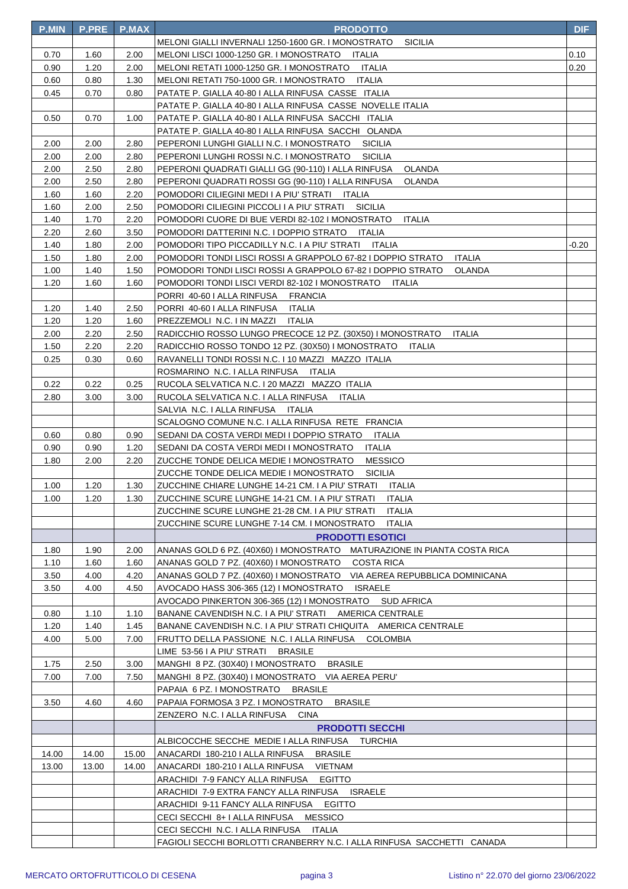| P.MIN | P.PRE | P.MAX | PRODOTTO | DIF |
|---|---|---|---|---|
| | | | MELONI GIALLI INVERNALI 1250-1600 GR. I MONOSTRATO SICILIA | |
| 0.70 | 1.60 | 2.00 | MELONI LISCI 1000-1250 GR. I MONOSTRATO ITALIA | 0.10 |
| 0.90 | 1.20 | 2.00 | MELONI RETATI 1000-1250 GR. I MONOSTRATO ITALIA | 0.20 |
| 0.60 | 0.80 | 1.30 | MELONI RETATI 750-1000 GR. I MONOSTRATO ITALIA | |
| 0.45 | 0.70 | 0.80 | PATATE P. GIALLA 40-80 I ALLA RINFUSA CASSE ITALIA | |
| | | | PATATE P. GIALLA 40-80 I ALLA RINFUSA CASSE NOVELLE ITALIA | |
| 0.50 | 0.70 | 1.00 | PATATE P. GIALLA 40-80 I ALLA RINFUSA SACCHI ITALIA | |
| | | | PATATE P. GIALLA 40-80 I ALLA RINFUSA SACCHI OLANDA | |
| 2.00 | 2.00 | 2.80 | PEPERONI LUNGHI GIALLI N.C. I MONOSTRATO SICILIA | |
| 2.00 | 2.00 | 2.80 | PEPERONI LUNGHI ROSSI N.C. I MONOSTRATO SICILIA | |
| 2.00 | 2.50 | 2.80 | PEPERONI QUADRATI GIALLI GG (90-110) I ALLA RINFUSA OLANDA | |
| 2.00 | 2.50 | 2.80 | PEPERONI QUADRATI ROSSI GG (90-110) I ALLA RINFUSA OLANDA | |
| 1.60 | 1.60 | 2.20 | POMODORI CILIEGINI MEDI I A PIU' STRATI ITALIA | |
| 1.60 | 2.00 | 2.50 | POMODORI CILIEGINI PICCOLI I A PIU' STRATI SICILIA | |
| 1.40 | 1.70 | 2.20 | POMODORI CUORE DI BUE VERDI 82-102 I MONOSTRATO ITALIA | |
| 2.20 | 2.60 | 3.50 | POMODORI DATTERINI N.C. I DOPPIO STRATO ITALIA | |
| 1.40 | 1.80 | 2.00 | POMODORI TIPO PICCADILLY N.C. I A PIU' STRATI ITALIA | -0.20 |
| 1.50 | 1.80 | 2.00 | POMODORI TONDI LISCI ROSSI A GRAPPOLO 67-82 I DOPPIO STRATO ITALIA | |
| 1.00 | 1.40 | 1.50 | POMODORI TONDI LISCI ROSSI A GRAPPOLO 67-82 I DOPPIO STRATO OLANDA | |
| 1.20 | 1.60 | 1.60 | POMODORI TONDI LISCI VERDI 82-102 I MONOSTRATO ITALIA | |
| | | | PORRI 40-60 I ALLA RINFUSA FRANCIA | |
| 1.20 | 1.40 | 2.50 | PORRI 40-60 I ALLA RINFUSA ITALIA | |
| 1.20 | 1.20 | 1.60 | PREZZEMOLI N.C. I IN MAZZI ITALIA | |
| 2.00 | 2.20 | 2.50 | RADICCHIO ROSSO LUNGO PRECOCE 12 PZ. (30X50) I MONOSTRATO ITALIA | |
| 1.50 | 2.20 | 2.20 | RADICCHIO ROSSO TONDO 12 PZ. (30X50) I MONOSTRATO ITALIA | |
| 0.25 | 0.30 | 0.60 | RAVANELLI TONDI ROSSI N.C. I 10 MAZZI MAZZO ITALIA | |
| | | | ROSMARINO N.C. I ALLA RINFUSA ITALIA | |
| 0.22 | 0.22 | 0.25 | RUCOLA SELVATICA N.C. I 20 MAZZI MAZZO ITALIA | |
| 2.80 | 3.00 | 3.00 | RUCOLA SELVATICA N.C. I ALLA RINFUSA ITALIA | |
| | | | SALVIA N.C. I ALLA RINFUSA ITALIA | |
| | | | SCALOGNO COMUNE N.C. I ALLA RINFUSA RETE FRANCIA | |
| 0.60 | 0.80 | 0.90 | SEDANI DA COSTA VERDI MEDI I DOPPIO STRATO ITALIA | |
| 0.90 | 0.90 | 1.20 | SEDANI DA COSTA VERDI MEDI I MONOSTRATO ITALIA | |
| 1.80 | 2.00 | 2.20 | ZUCCHE TONDE DELICA MEDIE I MONOSTRATO MESSICO | |
| | | | ZUCCHE TONDE DELICA MEDIE I MONOSTRATO SICILIA | |
| 1.00 | 1.20 | 1.30 | ZUCCHINE CHIARE LUNGHE 14-21 CM. I A PIU' STRATI ITALIA | |
| 1.00 | 1.20 | 1.30 | ZUCCHINE SCURE LUNGHE 14-21 CM. I A PIU' STRATI ITALIA | |
| | | | ZUCCHINE SCURE LUNGHE 21-28 CM. I A PIU' STRATI ITALIA | |
| | | | ZUCCHINE SCURE LUNGHE 7-14 CM. I MONOSTRATO ITALIA | |
| | | | **PRODOTTI ESOTICI** | |
| 1.80 | 1.90 | 2.00 | ANANAS GOLD 6 PZ. (40X60) I MONOSTRATO MATURAZIONE IN PIANTA COSTA RICA | |
| 1.10 | 1.60 | 1.60 | ANANAS GOLD 7 PZ. (40X60) I MONOSTRATO COSTA RICA | |
| 3.50 | 4.00 | 4.20 | ANANAS GOLD 7 PZ. (40X60) I MONOSTRATO VIA AEREA REPUBBLICA DOMINICANA | |
| 3.50 | 4.00 | 4.50 | AVOCADO HASS 306-365 (12) I MONOSTRATO ISRAELE | |
| | | | AVOCADO PINKERTON 306-365 (12) I MONOSTRATO SUD AFRICA | |
| 0.80 | 1.10 | 1.10 | BANANE CAVENDISH N.C. I A PIU' STRATI AMERICA CENTRALE | |
| 1.20 | 1.40 | 1.45 | BANANE CAVENDISH N.C. I A PIU' STRATI CHIQUITA AMERICA CENTRALE | |
| 4.00 | 5.00 | 7.00 | FRUTTO DELLA PASSIONE N.C. I ALLA RINFUSA COLOMBIA | |
| | | | LIME 53-56 I A PIU' STRATI BRASILE | |
| 1.75 | 2.50 | 3.00 | MANGHI 8 PZ. (30X40) I MONOSTRATO BRASILE | |
| 7.00 | 7.00 | 7.50 | MANGHI 8 PZ. (30X40) I MONOSTRATO VIA AEREA PERU' | |
| | | | PAPAIA 6 PZ. I MONOSTRATO BRASILE | |
| 3.50 | 4.60 | 4.60 | PAPAIA FORMOSA 3 PZ. I MONOSTRATO BRASILE | |
| | | | ZENZERO N.C. I ALLA RINFUSA CINA | |
| | | | **PRODOTTI SECCHI** | |
| | | | ALBICOCCHE SECCHE MEDIE I ALLA RINFUSA TURCHIA | |
| 14.00 | 14.00 | 15.00 | ANACARDI 180-210 I ALLA RINFUSA BRASILE | |
| 13.00 | 13.00 | 14.00 | ANACARDI 180-210 I ALLA RINFUSA VIETNAM | |
| | | | ARACHIDI 7-9 FANCY ALLA RINFUSA EGITTO | |
| | | | ARACHIDI 7-9 EXTRA FANCY ALLA RINFUSA ISRAELE | |
| | | | ARACHIDI 9-11 FANCY ALLA RINFUSA EGITTO | |
| | | | CECI SECCHI 8+ I ALLA RINFUSA MESSICO | |
| | | | CECI SECCHI N.C. I ALLA RINFUSA ITALIA | |
| | | | FAGIOLI SECCHI BORLOTTI CRANBERRY N.C. I ALLA RINFUSA SACCHETTI CANADA | |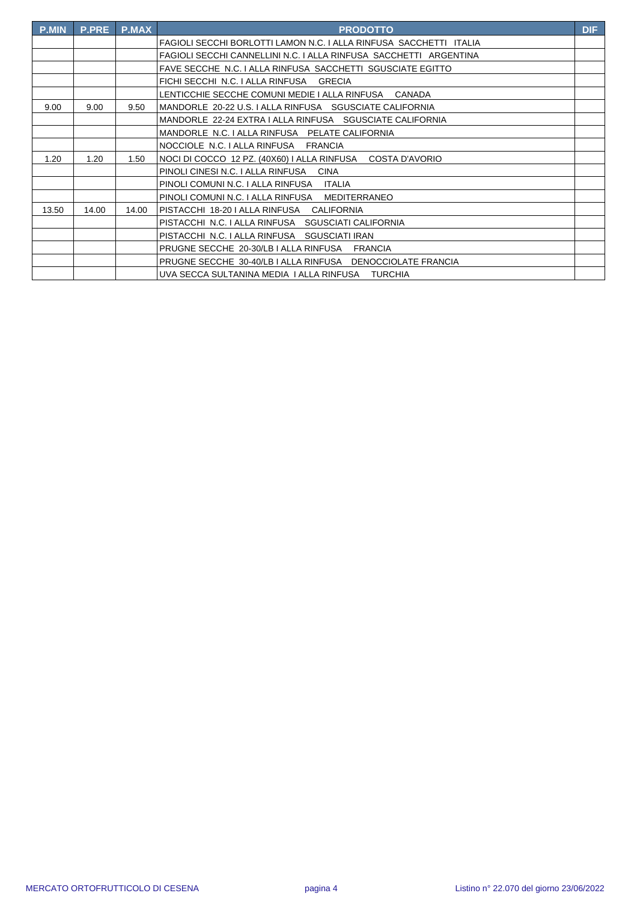| P.MIN | P.PRE | P.MAX | PRODOTTO | DIF |
|---|---|---|---|---|
| | | | FAGIOLI SECCHI BORLOTTI LAMON N.C. I ALLA RINFUSA SACCHETTI ITALIA | |
| | | | FAGIOLI SECCHI CANNELLINI N.C. I ALLA RINFUSA SACCHETTI ARGENTINA | |
| | | | FAVE SECCHE N.C. I ALLA RINFUSA SACCHETTI SGUSCIATE EGITTO | |
| | | | FICHI SECCHI N.C. I ALLA RINFUSA GRECIA | |
| | | | LENTICCHIE SECCHE COMUNI MEDIE I ALLA RINFUSA CANADA | |
| 9.00 | 9.00 | 9.50 | MANDORLE 20-22 U.S. I ALLA RINFUSA SGUSCIATE CALIFORNIA | |
| | | | MANDORLE 22-24 EXTRA I ALLA RINFUSA SGUSCIATE CALIFORNIA | |
| | | | MANDORLE N.C. I ALLA RINFUSA PELATE CALIFORNIA | |
| | | | NOCCIOLE N.C. I ALLA RINFUSA FRANCIA | |
| 1.20 | 1.20 | 1.50 | NOCI DI COCCO 12 PZ. (40X60) I ALLA RINFUSA COSTA D'AVORIO | |
| | | | PINOLI CINESI N.C. I ALLA RINFUSA CINA | |
| | | | PINOLI COMUNI N.C. I ALLA RINFUSA ITALIA | |
| | | | PINOLI COMUNI N.C. I ALLA RINFUSA MEDITERRANEO | |
| 13.50 | 14.00 | 14.00 | PISTACCHI 18-20 I ALLA RINFUSA CALIFORNIA | |
| | | | PISTACCHI N.C. I ALLA RINFUSA SGUSCIATI CALIFORNIA | |
| | | | PISTACCHI N.C. I ALLA RINFUSA SGUSCIATI IRAN | |
| | | | PRUGNE SECCHE 20-30/LB I ALLA RINFUSA FRANCIA | |
| | | | PRUGNE SECCHE 30-40/LB I ALLA RINFUSA DENOCCIOLATE FRANCIA | |
| | | | UVA SECCA SULTANINA MEDIA I ALLA RINFUSA TURCHIA | |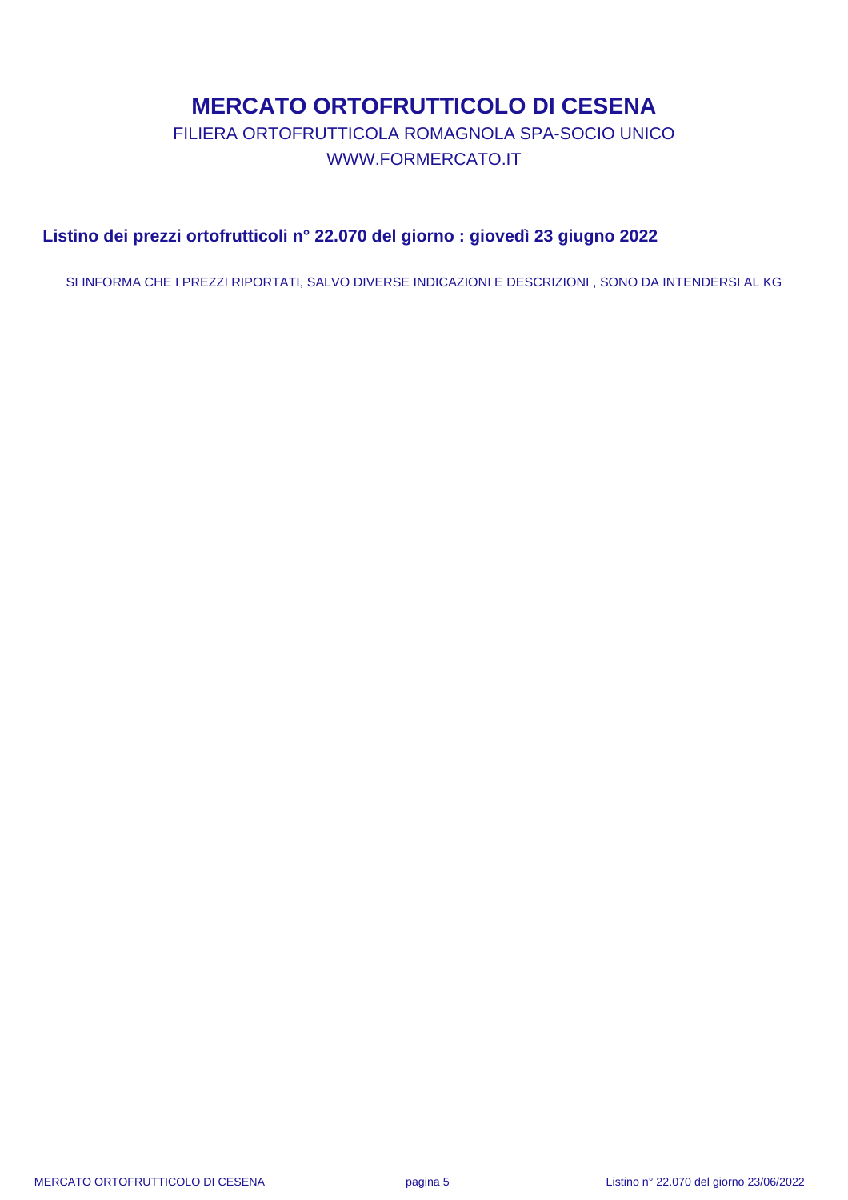# MERCATO ORTOFRUTTICOLO DI CESENA

FILIERA ORTOFRUTTICOLA ROMAGNOLA SPA-SOCIO UNICO

WWW.FORMERCATO.IT

## Listino dei prezzi ortofrutticoli n° 22.070 del giorno : giovedì 23 giugno 2022

SI INFORMA CHE I PREZZI RIPORTATI, SALVO DIVERSE INDICAZIONI E DESCRIZIONI , SONO DA INTENDERSI AL KG